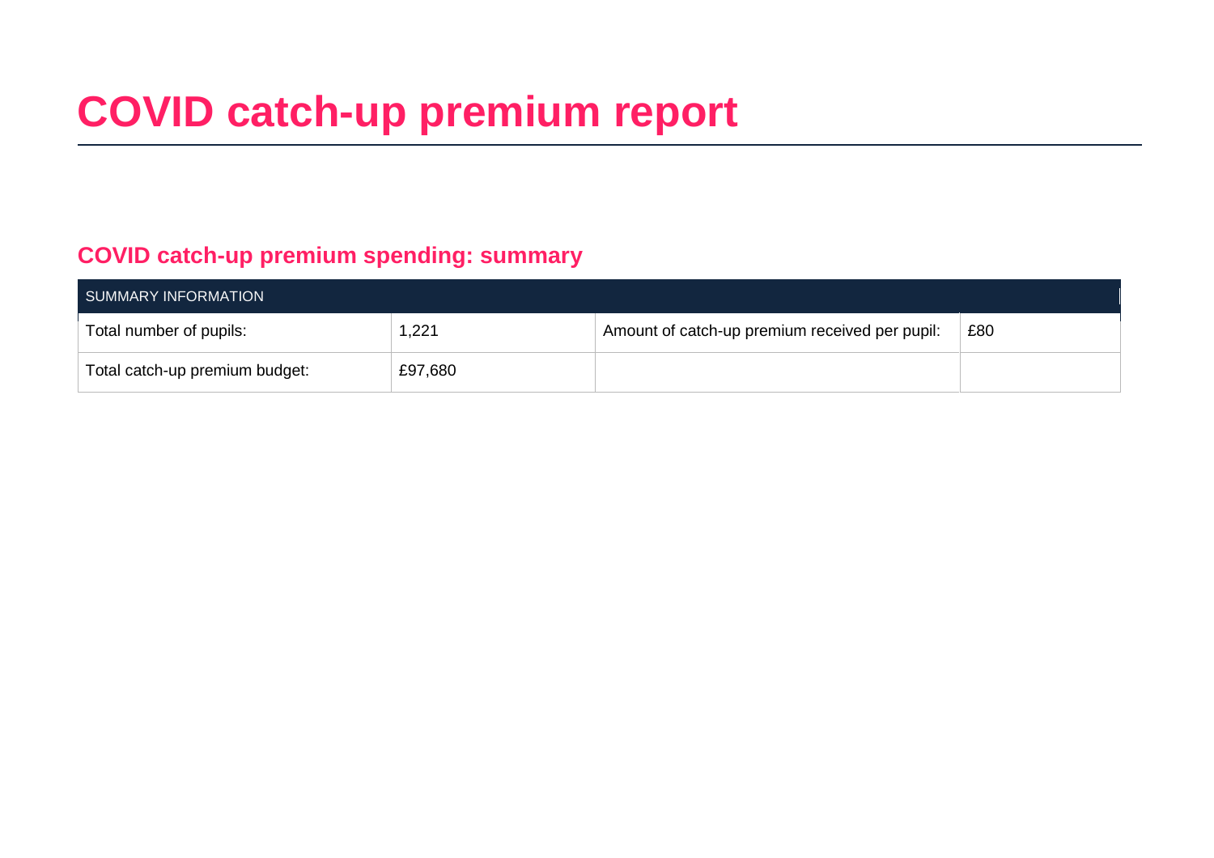# COVID catch-up premium report

## COVID catch-up premium spending: summary

| SUMMARY INFORMATION | | | |
|---|---|---|---|
| Total number of pupils: | 1,221 | Amount of catch-up premium received per pupil: | £80 |
| Total catch-up premium budget: | £97,680 | | |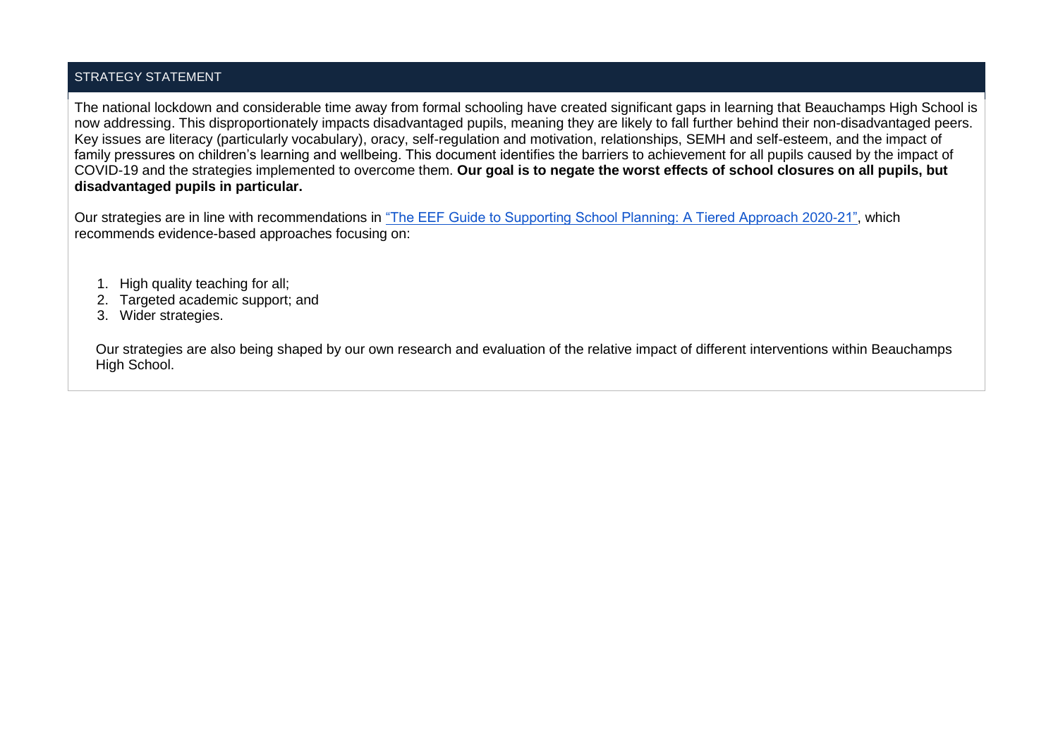## STRATEGY STATEMENT

The national lockdown and considerable time away from formal schooling have created significant gaps in learning that Beauchamps High School is now addressing. This disproportionately impacts disadvantaged pupils, meaning they are likely to fall further behind their non-disadvantaged peers. Key issues are literacy (particularly vocabulary), oracy, self-regulation and motivation, relationships, SEMH and self-esteem, and the impact of family pressures on children's learning and wellbeing. This document identifies the barriers to achievement for all pupils caused by the impact of COVID-19 and the strategies implemented to overcome them. **Our goal is to negate the worst effects of school closures on all pupils, but disadvantaged pupils in particular.**

Our strategies are in line with recommendations in "The EEF Guide to Supporting School Planning: A Tiered Approach 2020-21", which recommends evidence-based approaches focusing on:

1. High quality teaching for all;
2. Targeted academic support; and
3. Wider strategies.

Our strategies are also being shaped by our own research and evaluation of the relative impact of different interventions within Beauchamps High School.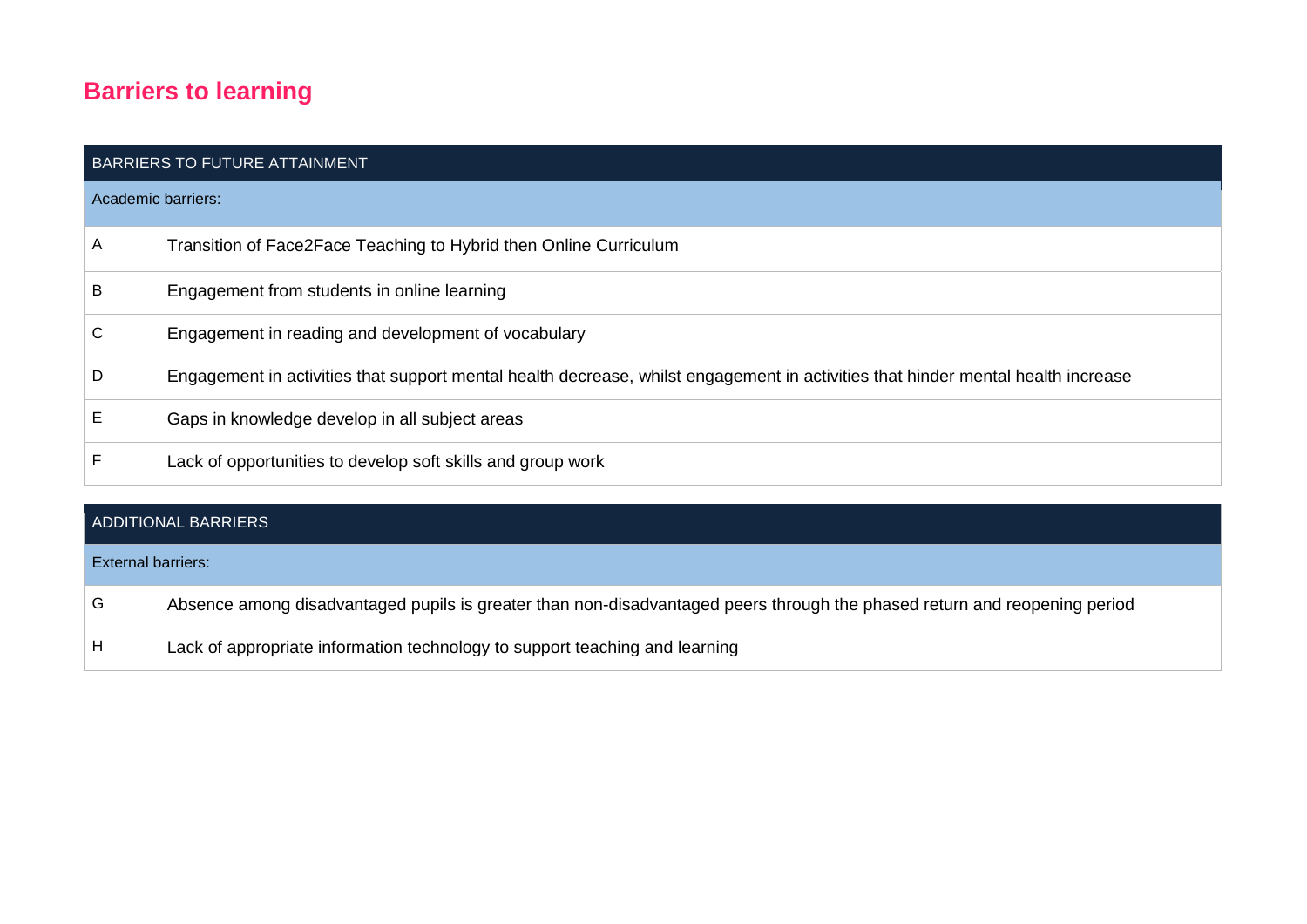## Barriers to learning

| BARRIERS TO FUTURE ATTAINMENT | |
|---|---|
| Academic barriers: | |
| A | Transition of Face2Face Teaching to Hybrid then Online Curriculum |
| B | Engagement from students in online learning |
| C | Engagement in reading and development of vocabulary |
| D | Engagement in activities that support mental health decrease, whilst engagement in activities that hinder mental health increase |
| E | Gaps in knowledge develop in all subject areas |
| F | Lack of opportunities to develop soft skills and group work |

| ADDITIONAL BARRIERS | |
|---|---|
| External barriers: | |
| G | Absence among disadvantaged pupils is greater than non-disadvantaged peers through the phased return and reopening period |
| H | Lack of appropriate information technology to support teaching and learning |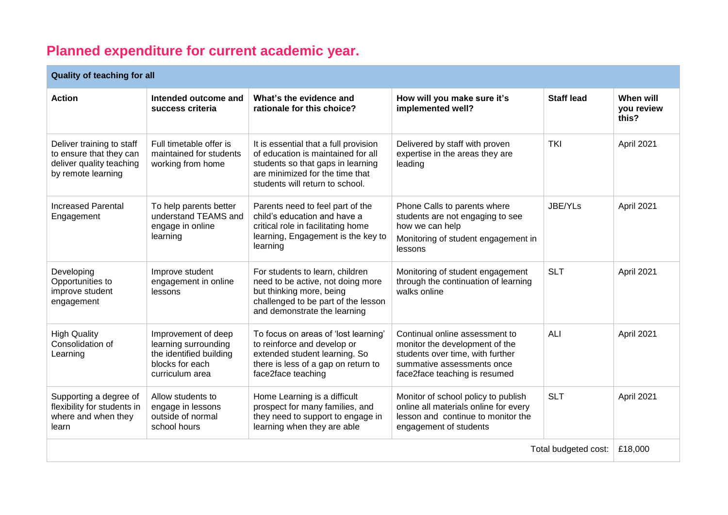# Planned expenditure for current academic year.

| Quality of teaching for all | | | | | |
|---|---|---|---|---|---|
| **Action** | **Intended outcome and success criteria** | **What's the evidence and rationale for this choice?** | **How will you make sure it's implemented well?** | **Staff lead** | **When will you review this?** |
| Deliver training to staff to ensure that they can deliver quality teaching by remote learning | Full timetable offer is maintained for students working from home | It is essential that a full provision of education is maintained for all students so that gaps in learning are minimized for the time that students will return to school. | Delivered by staff with proven expertise in the areas they are leading | TKI | April 2021 |
| Increased Parental Engagement | To help parents better understand TEAMS and engage in online learning | Parents need to feel part of the child's education and have a critical role in facilitating home learning, Engagement is the key to learning | Phone Calls to parents where students are not engaging to see how we can help<br>Monitoring of student engagement in lessons | JBE/YLs | April 2021 |
| Developing Opportunities to improve student engagement | Improve student engagement in online lessons | For students to learn, children need to be active, not doing more but thinking more, being challenged to be part of the lesson and demonstrate the learning | Monitoring of student engagement through the continuation of learning walks online | SLT | April 2021 |
| High Quality Consolidation of Learning | Improvement of deep learning surrounding the identified building blocks for each curriculum area | To focus on areas of 'lost learning' to reinforce and develop or extended student learning. So there is less of a gap on return to face2face teaching | Continual online assessment to monitor the development of the students over time, with further summative assessments once face2face teaching is resumed | ALI | April 2021 |
| Supporting a degree of flexibility for students in where and when they learn | Allow students to engage in lessons outside of normal school hours | Home Learning is a difficult prospect for many families, and they need to support to engage in learning when they are able | Monitor of school policy to publish online all materials online for every lesson and continue to monitor the engagement of students | SLT | April 2021 |
| | | | | Total budgeted cost: | £18,000 |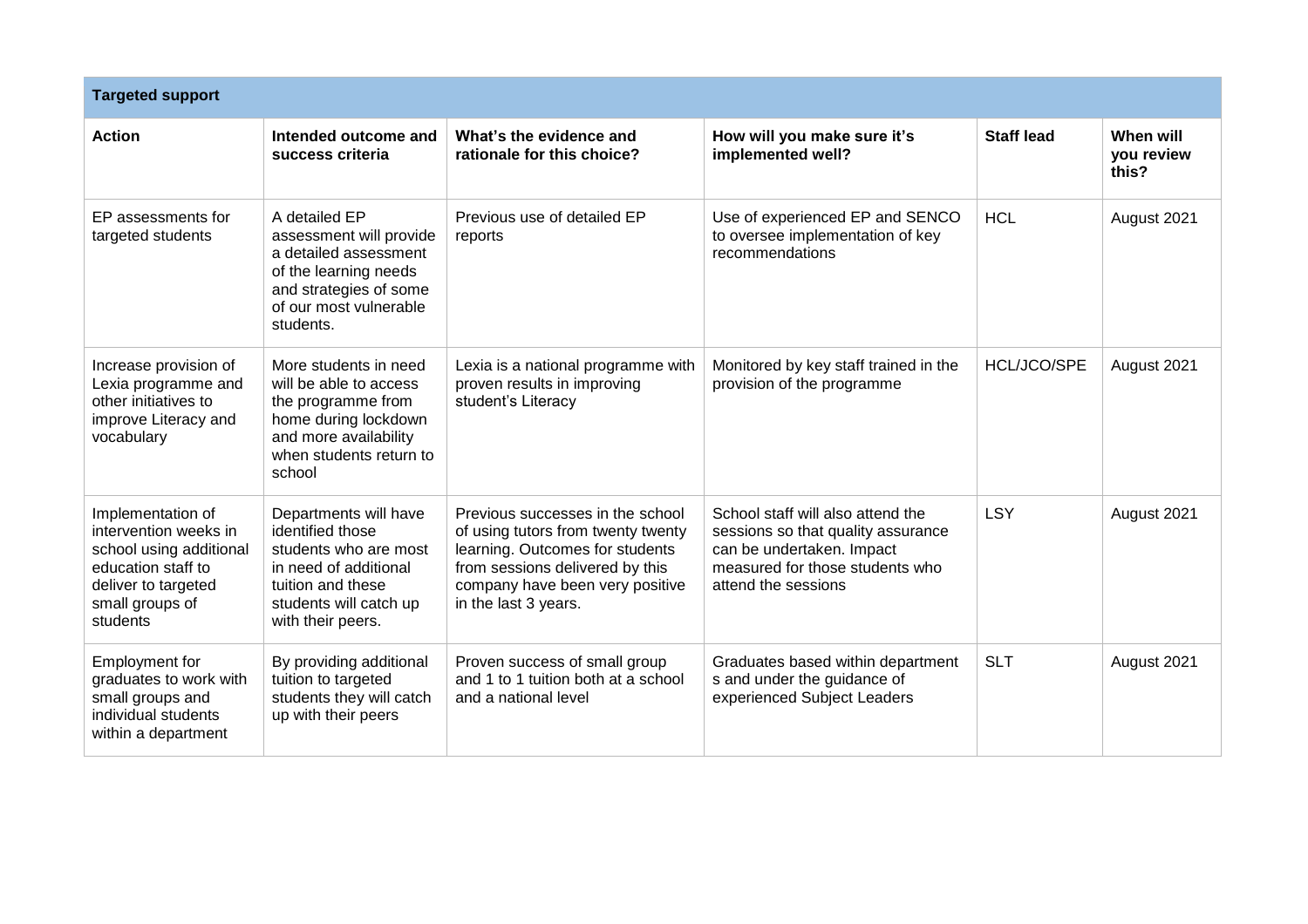| Targeted support | | | | | |
|---|---|---|---|---|---|
| **Action** | **Intended outcome and success criteria** | **What's the evidence and rationale for this choice?** | **How will you make sure it's implemented well?** | **Staff lead** | **When will you review this?** |
| EP assessments for targeted students | A detailed EP assessment will provide a detailed assessment of the learning needs and strategies of some of our most vulnerable students. | Previous use of detailed EP reports | Use of experienced EP and SENCO to oversee implementation of key recommendations | HCL | August 2021 |
| Increase provision of Lexia programme and other initiatives to improve Literacy and vocabulary | More students in need will be able to access the programme from home during lockdown and more availability when students return to school | Lexia is a national programme with proven results in improving student's Literacy | Monitored by key staff trained in the provision of the programme | HCL/JCO/SPE | August 2021 |
| Implementation of intervention weeks in school using additional education staff to deliver to targeted small groups of students | Departments will have identified those students who are most in need of additional tuition and these students will catch up with their peers. | Previous successes in the school of using tutors from twenty twenty learning. Outcomes for students from sessions delivered by this company have been very positive in the last 3 years. | School staff will also attend the sessions so that quality assurance can be undertaken. Impact measured for those students who attend the sessions | LSY | August 2021 |
| Employment for graduates to work with small groups and individual students within a department | By providing additional tuition to targeted students they will catch up with their peers | Proven success of small group and 1 to 1 tuition both at a school and a national level | Graduates based within department s and under the guidance of experienced Subject Leaders | SLT | August 2021 |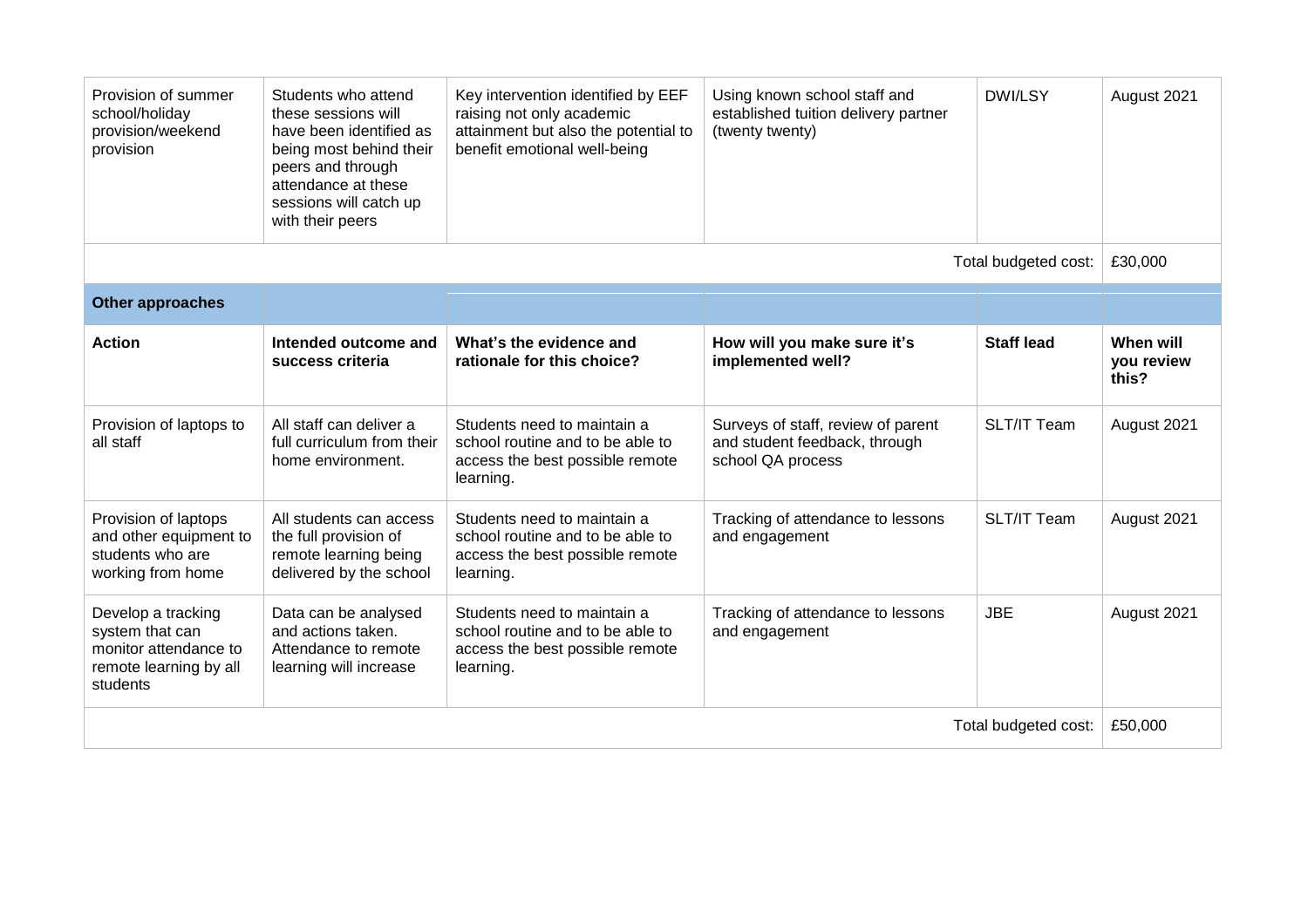| Provision of summer school/holiday provision/weekend provision | Students who attend these sessions will have been identified as being most behind their peers and through attendance at these sessions will catch up with their peers | Key intervention identified by EEF raising not only academic attainment but also the potential to benefit emotional well-being | Using known school staff and established tuition delivery partner (twenty twenty) | DWI/LSY | August 2021 |
|---|---|---|---|---|---|
| | | | | Total budgeted cost: | £30,000 |

| **Other approaches** | | | | | |
|---|---|---|---|---|---|
| **Action** | **Intended outcome and success criteria** | **What's the evidence and rationale for this choice?** | **How will you make sure it's implemented well?** | **Staff lead** | **When will you review this?** |
| Provision of laptops to all staff | All staff can deliver a full curriculum from their home environment. | Students need to maintain a school routine and to be able to access the best possible remote learning. | Surveys of staff, review of parent and student feedback, through school QA process | SLT/IT Team | August 2021 |
| Provision of laptops and other equipment to students who are working from home | All students can access the full provision of remote learning being delivered by the school | Students need to maintain a school routine and to be able to access the best possible remote learning. | Tracking of attendance to lessons and engagement | SLT/IT Team | August 2021 |
| Develop a tracking system that can monitor attendance to remote learning by all students | Data can be analysed and actions taken. Attendance to remote learning will increase | Students need to maintain a school routine and to be able to access the best possible remote learning. | Tracking of attendance to lessons and engagement | JBE | August 2021 |
| | | | | Total budgeted cost: | £50,000 |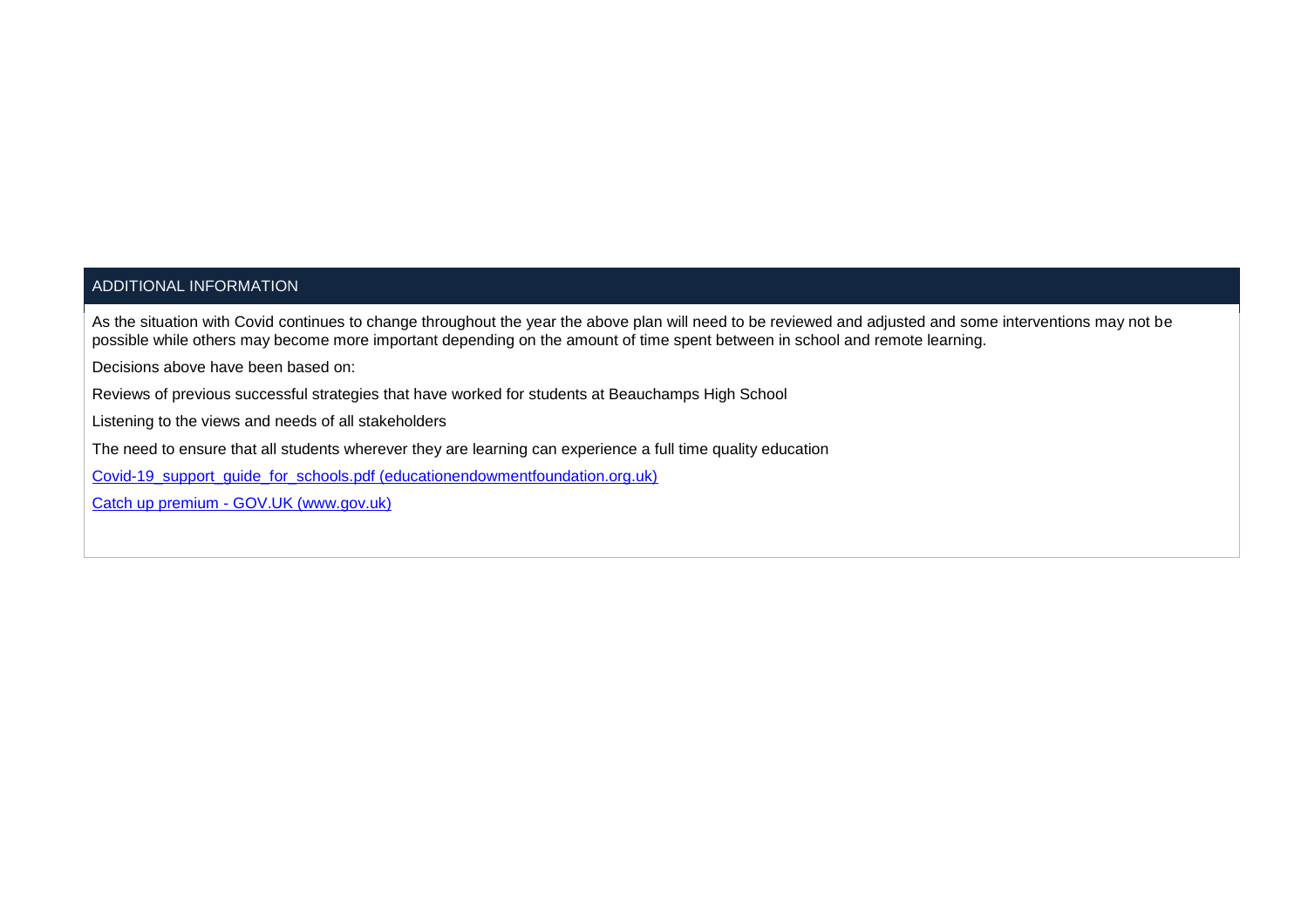## ADDITIONAL INFORMATION

As the situation with Covid continues to change throughout the year the above plan will need to be reviewed and adjusted and some interventions may not be possible while others may become more important depending on the amount of time spent between in school and remote learning.

Decisions above have been based on:

Reviews of previous successful strategies that have worked for students at Beauchamps High School

Listening to the views and needs of all stakeholders

The need to ensure that all students wherever they are learning can experience a full time quality education

Covid-19_support_guide_for_schools.pdf (educationendowmentfoundation.org.uk)

Catch up premium - GOV.UK (www.gov.uk)